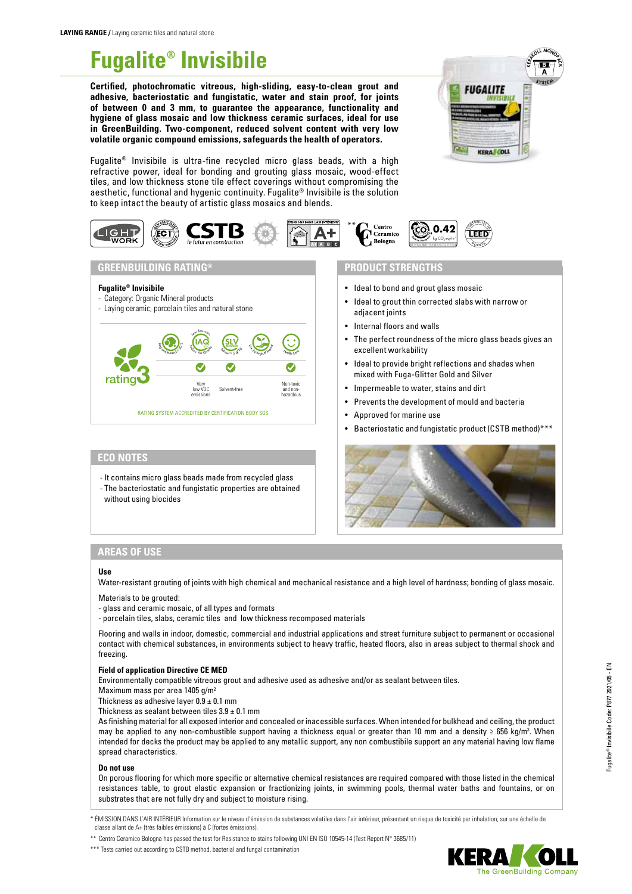**LAYING RANGE /** Laying ceramic tiles and natural stone

# Fugalite® Invisibile

**Certified, photochromatic vitreous, high-sliding, easy-to-clean grout and adhesive, bacteriostatic and fungistatic, water and stain proof, for joints of between 0 and 3 mm, to guarantee the appearance, functionality and hygiene of glass mosaic and low thickness ceramic surfaces, ideal for use in GreenBuilding. Two-component, reduced solvent content with very low volatile organic compound emissions, safeguards the health of operators.**

Fugalite® Invisibile is ultra-fine recycled micro glass beads, with a high refractive power, ideal for bonding and grouting glass mosaic, wood-effect tiles, and low thickness stone tile effect coverings without compromising the aesthetic, functional and hygenic continuity. Fugalite® Invisibile is the solution to keep intact the beauty of artistic glass mosaics and blends.

## GREENBUILDING RATING®

**Fugalite® Invisibile**
- Category: Organic Mineral products
- Laying ceramic, porcelain tiles and natural stone

rating 3

| Regional Mineral | Low Emission IAQ Indoor Air Quality | SLV Solvent | Eco Ecological Impact | Health Care |
|---|---|---|---|---|
| | ✓ | ✓ | | ✓ |
| | Very low VOC emissions | Solvent-free | | Non-toxic and non-hazardous |

RATING SYSTEM ACCREDITED BY CERTIFICATION BODY SGS

## PRODUCT STRENGTHS

- Ideal to bond and grout glass mosaic
- Ideal to grout thin corrected slabs with narrow or adjacent joints
- Internal floors and walls
- The perfect roundness of the micro glass beads gives an excellent workability
- Ideal to provide bright reflections and shades when mixed with Fuga-Glitter Gold and Silver
- Impermeable to water, stains and dirt
- Prevents the development of mould and bacteria
- Approved for marine use
- Bacteriostatic and fungistatic product (CSTB method)***

## ECO NOTES

- It contains micro glass beads made from recycled glass
- The bacteriostatic and fungistatic properties are obtained without using biocides

## AREAS OF USE

**Use**

Water-resistant grouting of joints with high chemical and mechanical resistance and a high level of hardness; bonding of glass mosaic.

Materials to be grouted:
- glass and ceramic mosaic, of all types and formats
- porcelain tiles, slabs, ceramic tiles and low thickness recomposed materials

Flooring and walls in indoor, domestic, commercial and industrial applications and street furniture subject to permanent or occasional contact with chemical substances, in environments subject to heavy traffic, heated floors, also in areas subject to thermal shock and freezing.

**Field of application Directive CE MED**

Environmentally compatible vitreous grout and adhesive used as adhesive and/or as sealant between tiles.
Maximum mass per area 1405 g/m²
Thickness as adhesive layer 0.9 ± 0.1 mm
Thickness as sealant between tiles 3.9 ± 0.1 mm
As finishing material for all exposed interior and concealed or inaccessible surfaces. When intended for bulkhead and ceiling, the product may be applied to any non-combustible support having a thickness equal or greater than 10 mm and a density ≥ 656 kg/m³. When intended for decks the product may be applied to any metallic support, any non combustibile support an any material having low flame spread characteristics.

**Do not use**

On porous flooring for which more specific or alternative chemical resistances are required compared with those listed in the chemical resistances table, to grout elastic expansion or fractionizing joints, in swimming pools, thermal water baths and fountains, or on substrates that are not fully dry and subject to moisture rising.

\* ÉMISSION DANS L'AIR INTÉRIEUR Information sur le niveau d'émission de substances volatiles dans l'air intérieur, présentant un risque de toxicité par inhalation, sur une échelle de classe allant de A+ (très faibles émissions) à C (fortes émissions).

\*\* Centro Ceramico Bologna has passed the test for Resistance to stains following UNI EN ISO 10545-14 (Test Report N° 3685/11)

\*\*\* Tests carried out according to CSTB method, bacterial and fungal contamination

Fugalite® Invisibile Code: P877 2021/05 - EN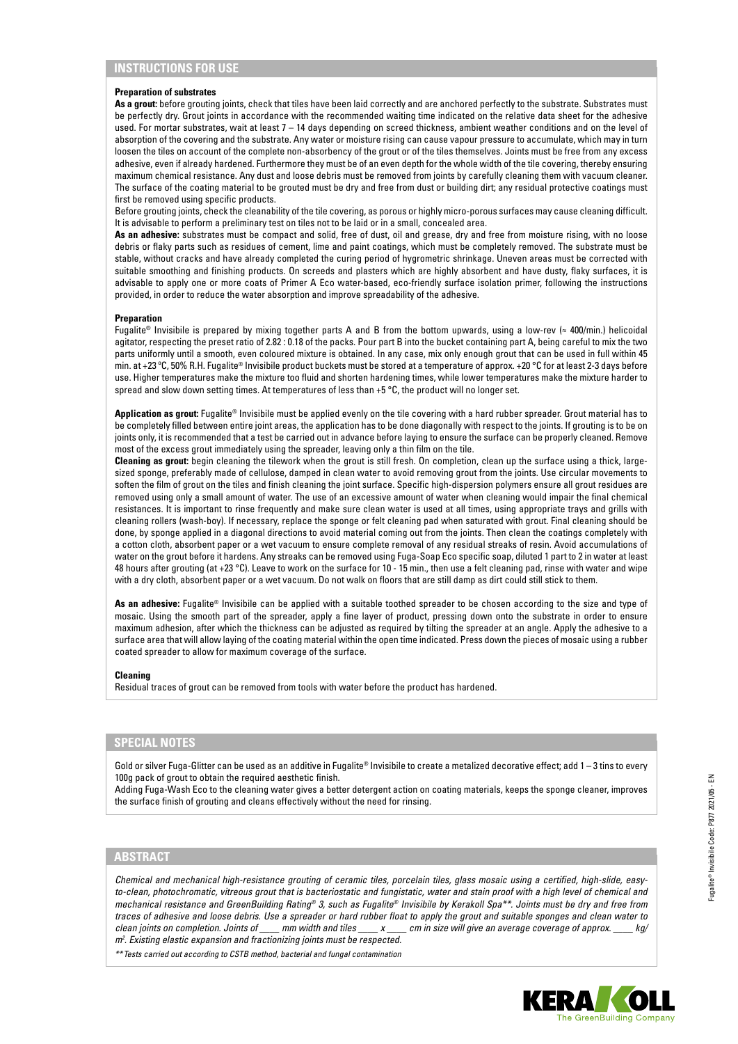## INSTRUCTIONS FOR USE

### Preparation of substrates

**As a grout:** before grouting joints, check that tiles have been laid correctly and are anchored perfectly to the substrate. Substrates must be perfectly dry. Grout joints in accordance with the recommended waiting time indicated on the relative data sheet for the adhesive used. For mortar substrates, wait at least 7 – 14 days depending on screed thickness, ambient weather conditions and on the level of absorption of the covering and the substrate. Any water or moisture rising can cause vapour pressure to accumulate, which may in turn loosen the tiles on account of the complete non-absorbency of the grout or of the tiles themselves. Joints must be free from any excess adhesive, even if already hardened. Furthermore they must be of an even depth for the whole width of the tile covering, thereby ensuring maximum chemical resistance. Any dust and loose debris must be removed from joints by carefully cleaning them with vacuum cleaner. The surface of the coating material to be grouted must be dry and free from dust or building dirt; any residual protective coatings must first be removed using specific products.

Before grouting joints, check the cleanability of the tile covering, as porous or highly micro-porous surfaces may cause cleaning difficult. It is advisable to perform a preliminary test on tiles not to be laid or in a small, concealed area.

**As an adhesive:** substrates must be compact and solid, free of dust, oil and grease, dry and free from moisture rising, with no loose debris or flaky parts such as residues of cement, lime and paint coatings, which must be completely removed. The substrate must be stable, without cracks and have already completed the curing period of hygrometric shrinkage. Uneven areas must be corrected with suitable smoothing and finishing products. On screeds and plasters which are highly absorbent and have dusty, flaky surfaces, it is advisable to apply one or more coats of Primer A Eco water-based, eco-friendly surface isolation primer, following the instructions provided, in order to reduce the water absorption and improve spreadability of the adhesive.

### Preparation

Fugalite® Invisibile is prepared by mixing together parts A and B from the bottom upwards, using a low-rev (≈ 400/min.) helicoidal agitator, respecting the preset ratio of 2.82 : 0.18 of the packs. Pour part B into the bucket containing part A, being careful to mix the two parts uniformly until a smooth, even coloured mixture is obtained. In any case, mix only enough grout that can be used in full within 45 min. at +23 °C, 50% R.H. Fugalite® Invisibile product buckets must be stored at a temperature of approx. +20 °C for at least 2-3 days before use. Higher temperatures make the mixture too fluid and shorten hardening times, while lower temperatures make the mixture harder to spread and slow down setting times. At temperatures of less than +5 °C, the product will no longer set.

**Application as grout:** Fugalite® Invisibile must be applied evenly on the tile covering with a hard rubber spreader. Grout material has to be completely filled between entire joint areas, the application has to be done diagonally with respect to the joints. If grouting is to be on joints only, it is recommended that a test be carried out in advance before laying to ensure the surface can be properly cleaned. Remove most of the excess grout immediately using the spreader, leaving only a thin film on the tile.

**Cleaning as grout:** begin cleaning the tilework when the grout is still fresh. On completion, clean up the surface using a thick, large-sized sponge, preferably made of cellulose, damped in clean water to avoid removing grout from the joints. Use circular movements to soften the film of grout on the tiles and finish cleaning the joint surface. Specific high-dispersion polymers ensure all grout residues are removed using only a small amount of water. The use of an excessive amount of water when cleaning would impair the final chemical resistances. It is important to rinse frequently and make sure clean water is used at all times, using appropriate trays and grills with cleaning rollers (wash-boy). If necessary, replace the sponge or felt cleaning pad when saturated with grout. Final cleaning should be done, by sponge applied in a diagonal directions to avoid material coming out from the joints. Then clean the coatings completely with a cotton cloth, absorbent paper or a wet vacuum to ensure complete removal of any residual streaks of resin. Avoid accumulations of water on the grout before it hardens. Any streaks can be removed using Fuga-Soap Eco specific soap, diluted 1 part to 2 in water at least 48 hours after grouting (at +23 °C). Leave to work on the surface for 10 - 15 min., then use a felt cleaning pad, rinse with water and wipe with a dry cloth, absorbent paper or a wet vacuum. Do not walk on floors that are still damp as dirt could still stick to them.

**As an adhesive:** Fugalite® Invisibile can be applied with a suitable toothed spreader to be chosen according to the size and type of mosaic. Using the smooth part of the spreader, apply a fine layer of product, pressing down onto the substrate in order to ensure maximum adhesion, after which the thickness can be adjusted as required by tilting the spreader at an angle. Apply the adhesive to a surface area that will allow laying of the coating material within the open time indicated. Press down the pieces of mosaic using a rubber coated spreader to allow for maximum coverage of the surface.

### Cleaning

Residual traces of grout can be removed from tools with water before the product has hardened.

## SPECIAL NOTES

Gold or silver Fuga-Glitter can be used as an additive in Fugalite® Invisibile to create a metalized decorative effect; add 1 – 3 tins to every 100g pack of grout to obtain the required aesthetic finish.

Adding Fuga-Wash Eco to the cleaning water gives a better detergent action on coating materials, keeps the sponge cleaner, improves the surface finish of grouting and cleans effectively without the need for rinsing.

## ABSTRACT

*Chemical and mechanical high-resistance grouting of ceramic tiles, porcelain tiles, glass mosaic using a certified, high-slide, easy-to-clean, photochromatic, vitreous grout that is bacteriostatic and fungistatic, water and stain proof with a high level of chemical and mechanical resistance and GreenBuilding Rating® 3, such as Fugalite® Invisibile by Kerakoll Spa\*\*. Joints must be dry and free from traces of adhesive and loose debris. Use a spreader or hard rubber float to apply the grout and suitable sponges and clean water to clean joints on completion. Joints of ____ mm width and tiles ____ x ____ cm in size will give an average coverage of approx. ____ kg/m². Existing elastic expansion and fractionizing joints must be respected.*

*\*\* Tests carried out according to CSTB method, bacterial and fungal contamination*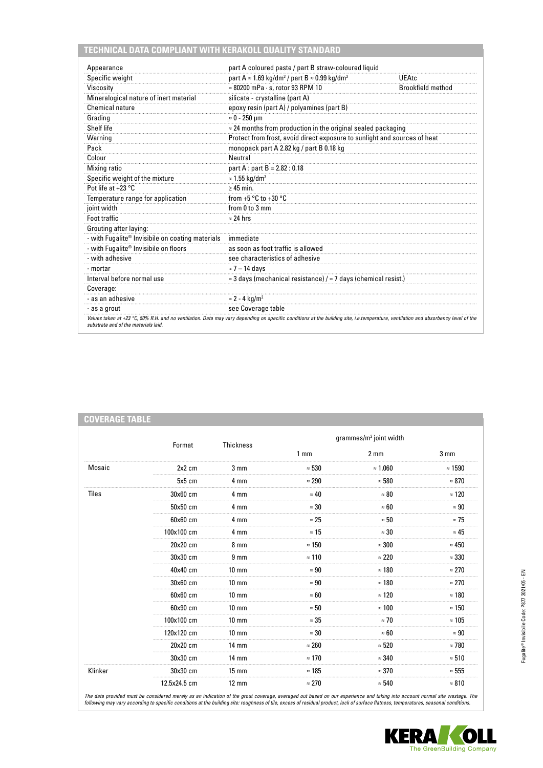## TECHNICAL DATA COMPLIANT WITH KERAKOLL QUALITY STANDARD

| | | |
|---|---|---|
| Appearance | part A coloured paste / part B straw-coloured liquid | |
| Specific weight | part A ≈ 1.69 kg/dm³ / part B ≈ 0.99 kg/dm³ | UEAtc |
| Viscosity | ≈ 80200 mPa · s, rotor 93 RPM 10 | Brookfield method |
| Mineralogical nature of inert material | silicate - crystalline (part A) | |
| Chemical nature | epoxy resin (part A) / polyamines (part B) | |
| Grading | ≈ 0 - 250 μm | |
| Shelf life | ≈ 24 months from production in the original sealed packaging | |
| Warning | Protect from frost, avoid direct exposure to sunlight and sources of heat | |
| Pack | monopack part A 2.82 kg / part B 0.18 kg | |
| Colour | Neutral | |
| Mixing ratio | part A : part B = 2.82 : 0.18 | |
| Specific weight of the mixture | ≈ 1.55 kg/dm³ | |
| Pot life at +23 °C | ≥ 45 min. | |
| Temperature range for application | from +5 °C to +30 °C | |
| joint width | from 0 to 3 mm | |
| Foot traffic | ≈ 24 hrs | |
| Grouting after laying: | | |
| - with Fugalite® Invisibile on coating materials | immediate | |
| - with Fugalite® Invisibile on floors | as soon as foot traffic is allowed | |
| - with adhesive | see characteristics of adhesive | |
| - mortar | ≈ 7 – 14 days | |
| Interval before normal use | ≈ 3 days (mechanical resistance) / ≈ 7 days (chemical resist.) | |
| Coverage: | | |
| - as an adhesive | ≈ 2 - 4 kg/m² | |
| - as a grout | see Coverage table | |

*Values taken at +23 °C, 50% R.H. and no ventilation. Data may vary depending on specific conditions at the building site, i.e.temperature, ventilation and absorbency level of the substrate and of the materials laid.*

## COVERAGE TABLE

| | Format | Thickness | grammes/m² joint width | | |
|---|---|---|---|---|---|
| | | | 1 mm | 2 mm | 3 mm |
| Mosaic | 2x2 cm | 3 mm | ≈ 530 | ≈ 1.060 | ≈ 1590 |
| | 5x5 cm | 4 mm | ≈ 290 | ≈ 580 | ≈ 870 |
| Tiles | 30x60 cm | 4 mm | ≈ 40 | ≈ 80 | ≈ 120 |
| | 50x50 cm | 4 mm | ≈ 30 | ≈ 60 | ≈ 90 |
| | 60x60 cm | 4 mm | ≈ 25 | ≈ 50 | ≈ 75 |
| | 100x100 cm | 4 mm | ≈ 15 | ≈ 30 | ≈ 45 |
| | 20x20 cm | 8 mm | ≈ 150 | ≈ 300 | ≈ 450 |
| | 30x30 cm | 9 mm | ≈ 110 | ≈ 220 | ≈ 330 |
| | 40x40 cm | 10 mm | ≈ 90 | ≈ 180 | ≈ 270 |
| | 30x60 cm | 10 mm | ≈ 90 | ≈ 180 | ≈ 270 |
| | 60x60 cm | 10 mm | ≈ 60 | ≈ 120 | ≈ 180 |
| | 60x90 cm | 10 mm | ≈ 50 | ≈ 100 | ≈ 150 |
| | 100x100 cm | 10 mm | ≈ 35 | ≈ 70 | ≈ 105 |
| | 120x120 cm | 10 mm | ≈ 30 | ≈ 60 | ≈ 90 |
| | 20x20 cm | 14 mm | ≈ 260 | ≈ 520 | ≈ 780 |
| | 30x30 cm | 14 mm | ≈ 170 | ≈ 340 | ≈ 510 |
| Klinker | 30x30 cm | 15 mm | ≈ 185 | ≈ 370 | ≈ 555 |
| | 12.5x24.5 cm | 12 mm | ≈ 270 | ≈ 540 | ≈ 810 |

*The data provided must be considered merely as an indication of the grout coverage, averaged out based on our experience and taking into account normal site wastage. The following may vary according to specific conditions at the building site: roughness of tile, excess of residual product, lack of surface flatness, temperatures, seasonal conditions.*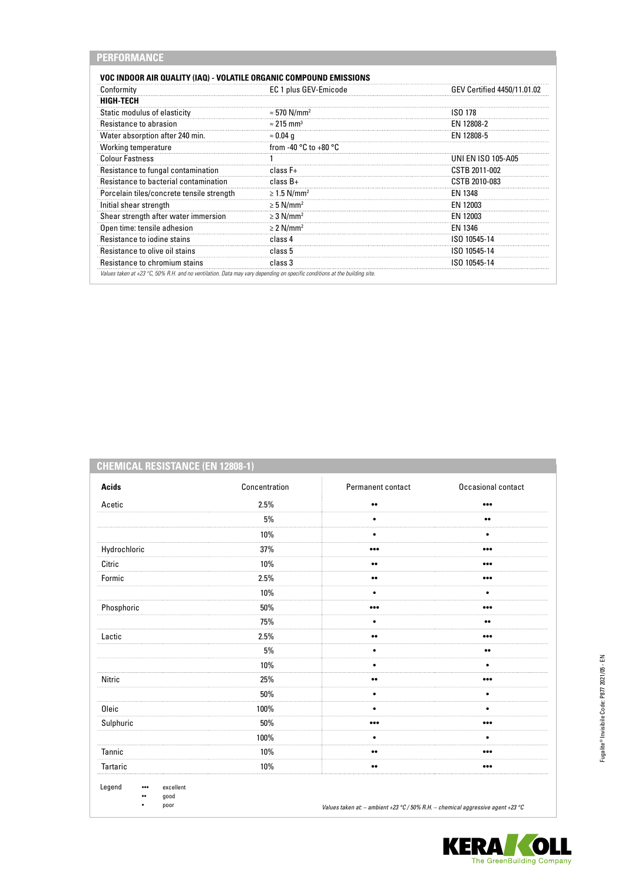## PERFORMANCE

| VOC INDOOR AIR QUALITY (IAQ) - VOLATILE ORGANIC COMPOUND EMISSIONS | | |
|---|---|---|
| Conformity | EC 1 plus GEV-Emicode | GEV Certified 4450/11.01.02 |
| **HIGH-TECH** | | |
| Static modulus of elasticity | ≈ 570 N/mm² | ISO 178 |
| Resistance to abrasion | ≈ 215 mm³ | EN 12808-2 |
| Water absorption after 240 min. | ≈ 0.04 g | EN 12808-5 |
| Working temperature | from -40 °C to +80 °C | |
| Colour Fastness | 1 | UNI EN ISO 105-A05 |
| Resistance to fungal contamination | class F+ | CSTB 2011-002 |
| Resistance to bacterial contamination | class B+ | CSTB 2010-083 |
| Porcelain tiles/concrete tensile strength | ≥ 1.5 N/mm² | EN 1348 |
| Initial shear strength | ≥ 5 N/mm² | EN 12003 |
| Shear strength after water immersion | ≥ 3 N/mm² | EN 12003 |
| Open time: tensile adhesion | ≥ 2 N/mm² | EN 1346 |
| Resistance to iodine stains | class 4 | ISO 10545-14 |
| Resistance to olive oil stains | class 5 | ISO 10545-14 |
| Resistance to chromium stains | class 3 | ISO 10545-14 |

*Values taken at +23 °C, 50% R.H. and no ventilation. Data may vary depending on specific conditions at the building site.*

## CHEMICAL RESISTANCE (EN 12808-1)

| Acids | Concentration | Permanent contact | Occasional contact |
|---|---|---|---|
| Acetic | 2.5% | •• | ••• |
| | 5% | • | •• |
| | 10% | • | • |
| Hydrochloric | 37% | ••• | ••• |
| Citric | 10% | •• | ••• |
| Formic | 2.5% | •• | ••• |
| | 10% | • | • |
| Phosphoric | 50% | ••• | ••• |
| | 75% | • | •• |
| Lactic | 2.5% | •• | ••• |
| | 5% | • | •• |
| | 10% | • | • |
| Nitric | 25% | •• | ••• |
| | 50% | • | • |
| Oleic | 100% | • | • |
| Sulphuric | 50% | ••• | ••• |
| | 100% | • | • |
| Tannic | 10% | •• | ••• |
| Tartaric | 10% | •• | ••• |

Legend
- ••• excellent
- •• good
- • poor

*Values taken at: – ambient +23 °C / 50% R.H. – chemical aggressive agent +23 °C*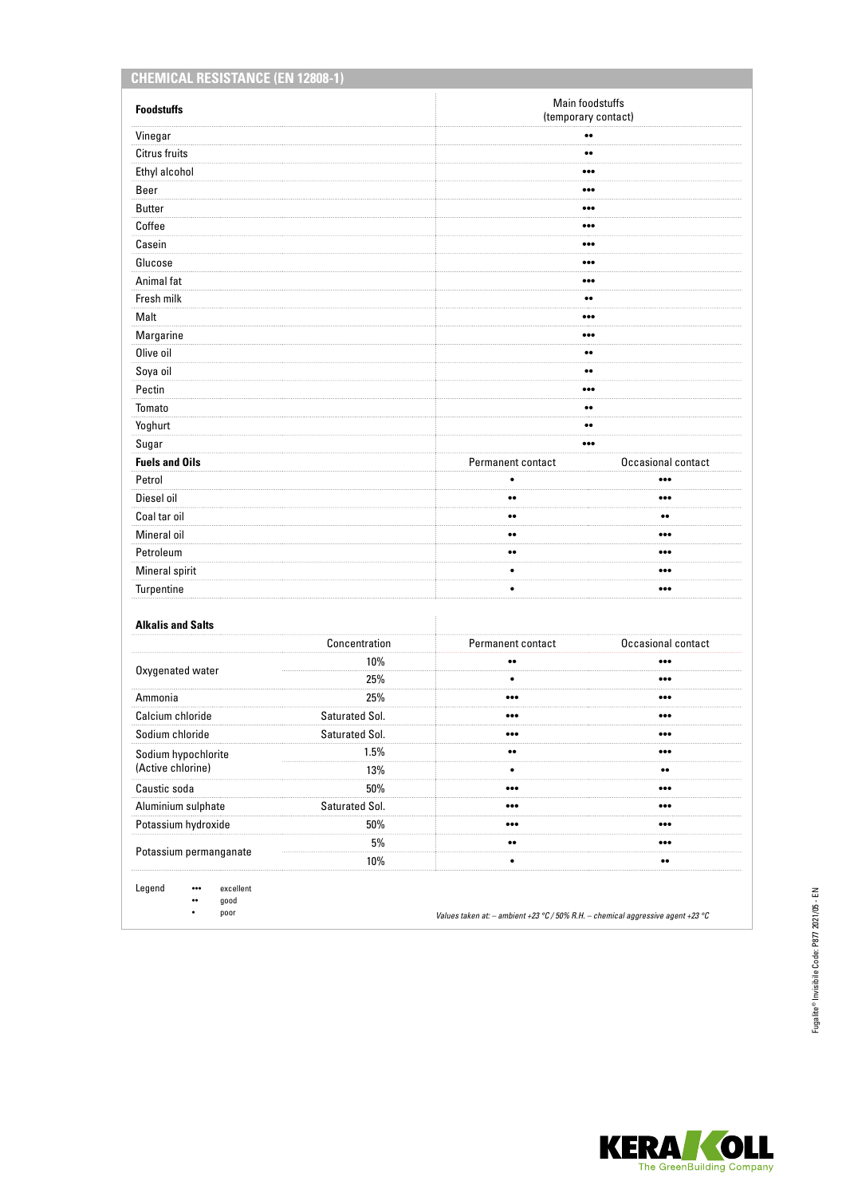## CHEMICAL RESISTANCE (EN 12808-1)

| Foodstuffs | Main foodstuffs (temporary contact) |
|---|---|
| Vinegar | •• |
| Citrus fruits | •• |
| Ethyl alcohol | ••• |
| Beer | ••• |
| Butter | ••• |
| Coffee | ••• |
| Casein | ••• |
| Glucose | ••• |
| Animal fat | ••• |
| Fresh milk | •• |
| Malt | ••• |
| Margarine | ••• |
| Olive oil | •• |
| Soya oil | •• |
| Pectin | ••• |
| Tomato | •• |
| Yoghurt | •• |
| Sugar | ••• |

| Fuels and Oils | Permanent contact | Occasional contact |
|---|---|---|
| Petrol | • | ••• |
| Diesel oil | •• | ••• |
| Coal tar oil | •• | •• |
| Mineral oil | •• | ••• |
| Petroleum | •• | ••• |
| Mineral spirit | • | ••• |
| Turpentine | • | ••• |

| Alkalis and Salts | Concentration | Permanent contact | Occasional contact |
|---|---|---|---|
| Oxygenated water | 10% | •• | ••• |
| | 25% | • | ••• |
| Ammonia | 25% | ••• | ••• |
| Calcium chloride | Saturated Sol. | ••• | ••• |
| Sodium chloride | Saturated Sol. | ••• | ••• |
| Sodium hypochlorite (Active chlorine) | 1.5% | •• | ••• |
| | 13% | • | •• |
| Caustic soda | 50% | ••• | ••• |
| Aluminium sulphate | Saturated Sol. | ••• | ••• |
| Potassium hydroxide | 50% | ••• | ••• |
| Potassium permanganate | 5% | •• | ••• |
| | 10% | • | •• |

Legend
- ••• excellent
- •• good
- • poor

*Values taken at: – ambient +23 °C / 50% R.H. – chemical aggressive agent +23 °C*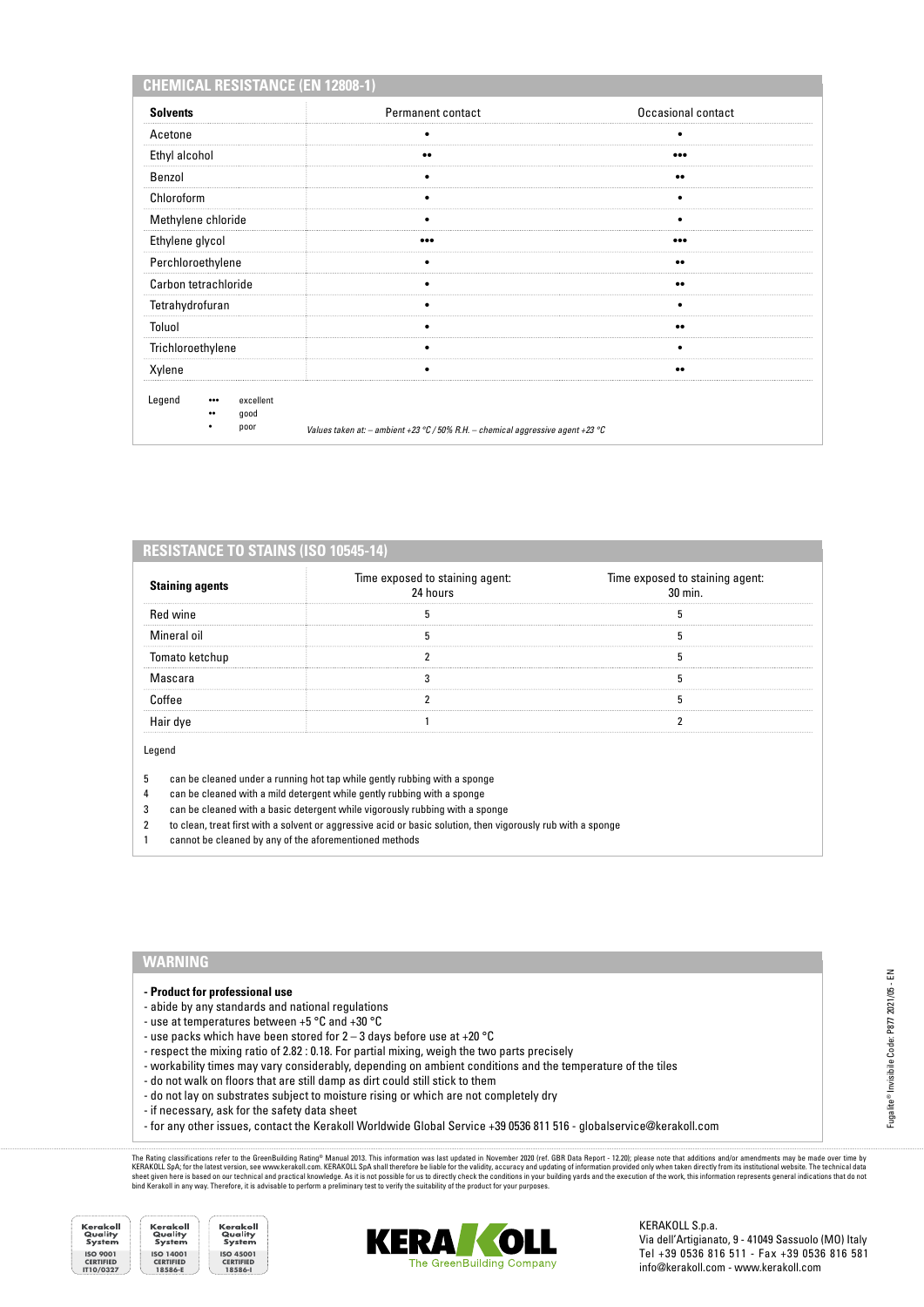## CHEMICAL RESISTANCE (EN 12808-1)

| Solvents | Permanent contact | Occasional contact |
| --- | --- | --- |
| Acetone | • | • |
| Ethyl alcohol | •• | ••• |
| Benzol | • | •• |
| Chloroform | • | • |
| Methylene chloride | • | • |
| Ethylene glycol | ••• | ••• |
| Perchloroethylene | • | •• |
| Carbon tetrachloride | • | •• |
| Tetrahydrofuran | • | • |
| Toluol | • | •• |
| Trichloroethylene | • | • |
| Xylene | • | •• |

Legend
- ••• excellent
- •• good
- • poor

*Values taken at: – ambient +23 °C / 50% R.H. – chemical aggressive agent +23 °C*

## RESISTANCE TO STAINS (ISO 10545-14)

| Staining agents | Time exposed to staining agent: 24 hours | Time exposed to staining agent: 30 min. |
| --- | --- | --- |
| Red wine | 5 | 5 |
| Mineral oil | 5 | 5 |
| Tomato ketchup | 2 | 5 |
| Mascara | 3 | 5 |
| Coffee | 2 | 5 |
| Hair dye | 1 | 2 |

Legend

5 can be cleaned under a running hot tap while gently rubbing with a sponge
4 can be cleaned with a mild detergent while gently rubbing with a sponge
3 can be cleaned with a basic detergent while vigorously rubbing with a sponge
2 to clean, treat first with a solvent or aggressive acid or basic solution, then vigorously rub with a sponge
1 cannot be cleaned by any of the aforementioned methods

## WARNING

- **Product for professional use**
- abide by any standards and national regulations
- use at temperatures between +5 °C and +30 °C
- use packs which have been stored for 2 – 3 days before use at +20 °C
- respect the mixing ratio of 2.82 : 0.18. For partial mixing, weigh the two parts precisely
- workability times may vary considerably, depending on ambient conditions and the temperature of the tiles
- do not walk on floors that are still damp as dirt could still stick to them
- do not lay on substrates subject to moisture rising or which are not completely dry
- if necessary, ask for the safety data sheet
- for any other issues, contact the Kerakoll Worldwide Global Service +39 0536 811 516 - globalservice@kerakoll.com

Fugalite® Invisible Code: P877 2021/05 - EN

The Rating classifications refer to the GreenBuilding Rating® Manual 2013. This information was last updated in November 2020 (ref. GBR Data Report - 12.20); please note that additions and/or amendments may be made over time by KERAKOLL SpA; for the latest version, see www.kerakoll.com. KERAKOLL SpA shall therefore be liable for the validity, accuracy and updating of information provided only when taken directly from its institutional website. The technical data sheet given here is based on our technical and practical knowledge. As it is not possible for us to directly check the conditions in your building yards and the execution of the work, this information represents general indications that do not bind Kerakoll in any way. Therefore, it is advisable to perform a preliminary test to verify the suitability of the product for your purposes.

Kerakoll Quality System ISO 9001 CERTIFIED IT10/0327
Kerakoll Quality System ISO 14001 CERTIFIED 18586-E
Kerakoll Quality System ISO 45001 CERTIFIED 18586-I

KERAKOLL The GreenBuilding Company

KERAKOLL S.p.a.
Via dell'Artigianato, 9 - 41049 Sassuolo (MO) Italy
Tel +39 0536 816 511 - Fax +39 0536 816 581
info@kerakoll.com - www.kerakoll.com